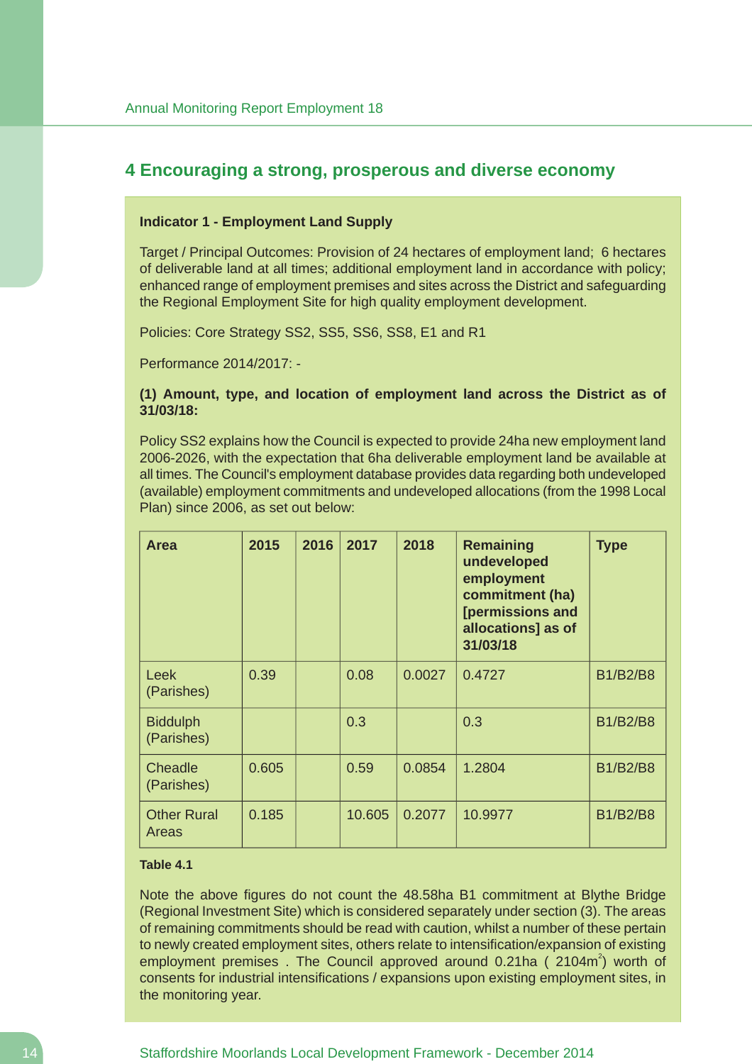# 4 Encouraging a strong, prosperous and diverse economy

**Indicator 1 - Employment Land Supply**

Target / Principal Outcomes: Provision of 24 hectares of employment land; 6 hectares of deliverable land at all times; additional employment land in accordance with policy; enhanced range of employment premises and sites across the District and safeguarding the Regional Employment Site for high quality employment development.

Policies: Core Strategy SS2, SS5, SS6, SS8, E1 and R1

Performance 2014/2017: -

**(1) Amount, type, and location of employment land across the District as of 31/03/18:**

Policy SS2 explains how the Council is expected to provide 24ha new employment land 2006-2026, with the expectation that 6ha deliverable employment land be available at all times. The Council's employment database provides data regarding both undeveloped (available) employment commitments and undeveloped allocations (from the 1998 Local Plan) since 2006, as set out below:

| Area | 2015 | 2016 | 2017 | 2018 | Remaining undeveloped employment commitment (ha) [permissions and allocations] as of 31/03/18 | Type |
|---|---|---|---|---|---|---|
| Leek (Parishes) | 0.39 | | 0.08 | 0.0027 | 0.4727 | B1/B2/B8 |
| Biddulph (Parishes) | | | 0.3 | | 0.3 | B1/B2/B8 |
| Cheadle (Parishes) | 0.605 | | 0.59 | 0.0854 | 1.2804 | B1/B2/B8 |
| Other Rural Areas | 0.185 | | 10.605 | 0.2077 | 10.9977 | B1/B2/B8 |

**Table 4.1**

Note the above figures do not count the 48.58ha B1 commitment at Blythe Bridge (Regional Investment Site) which is considered separately under section (3). The areas of remaining commitments should be read with caution, whilst a number of these pertain to newly created employment sites, others relate to intensification/expansion of existing employment premises . The Council approved around 0.21ha ( 2104$m^2$) worth of consents for industrial intensifications / expansions upon existing employment sites, in the monitoring year.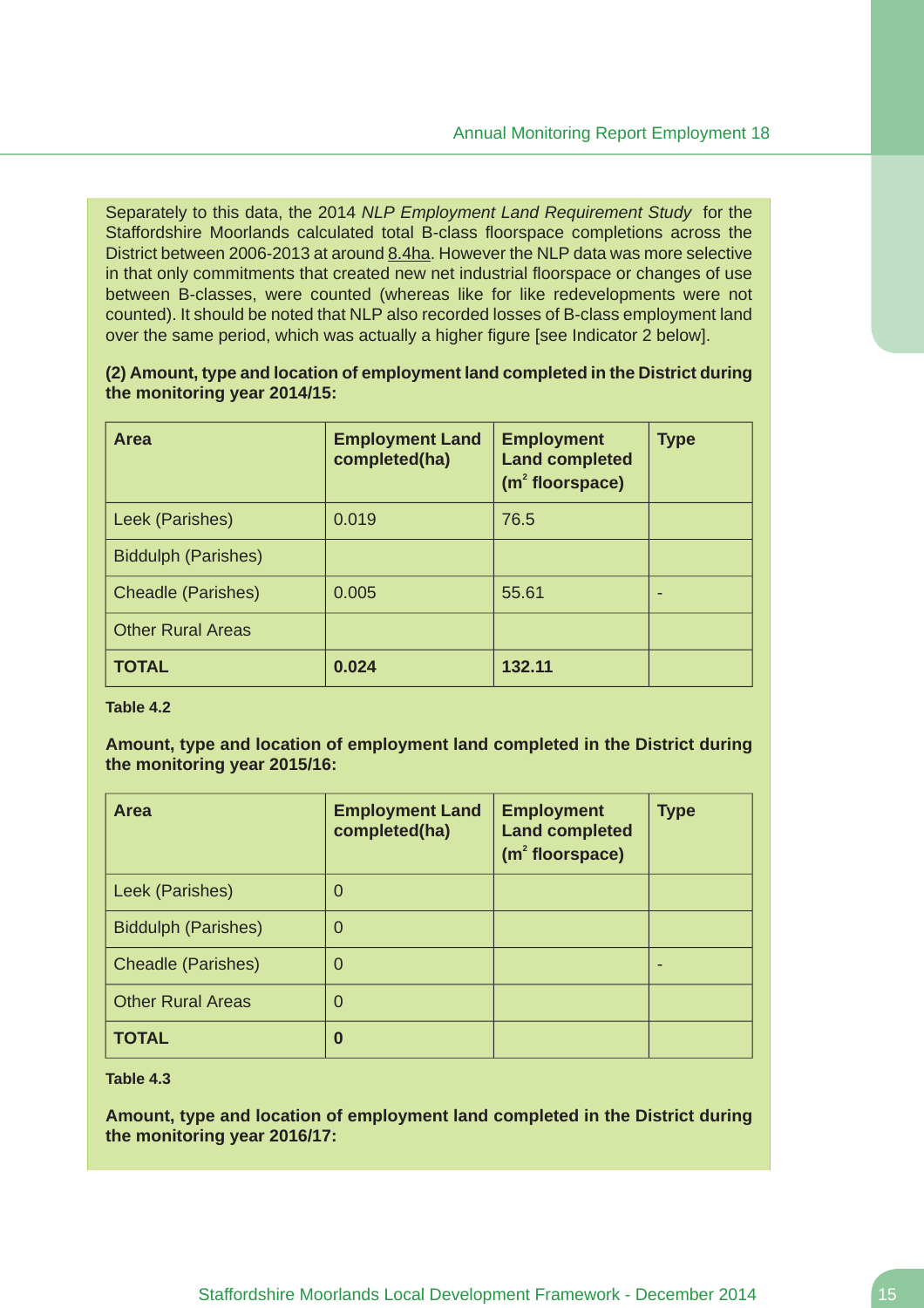Separately to this data, the 2014 *NLP Employment Land Requirement Study* for the Staffordshire Moorlands calculated total B-class floorspace completions across the District between 2006-2013 at around 8.4ha. However the NLP data was more selective in that only commitments that created new net industrial floorspace or changes of use between B-classes, were counted (whereas like for like redevelopments were not counted). It should be noted that NLP also recorded losses of B-class employment land over the same period, which was actually a higher figure [see Indicator 2 below].

**(2) Amount, type and location of employment land completed in the District during the monitoring year 2014/15:**

| **Area** | **Employment Land completed(ha)** | **Employment Land completed ($m^2$ floorspace)** | **Type** |
|---|---|---|---|
| Leek (Parishes) | 0.019 | 76.5 | |
| Biddulph (Parishes) | | | |
| Cheadle (Parishes) | 0.005 | 55.61 | - |
| Other Rural Areas | | | |
| **TOTAL** | **0.024** | **132.11** | |

**Table 4.2**

**Amount, type and location of employment land completed in the District during the monitoring year 2015/16:**

| **Area** | **Employment Land completed(ha)** | **Employment Land completed ($m^2$ floorspace)** | **Type** |
|---|---|---|---|
| Leek (Parishes) | 0 | | |
| Biddulph (Parishes) | 0 | | |
| Cheadle (Parishes) | 0 | | - |
| Other Rural Areas | 0 | | |
| **TOTAL** | **0** | | |

**Table 4.3**

**Amount, type and location of employment land completed in the District during the monitoring year 2016/17:**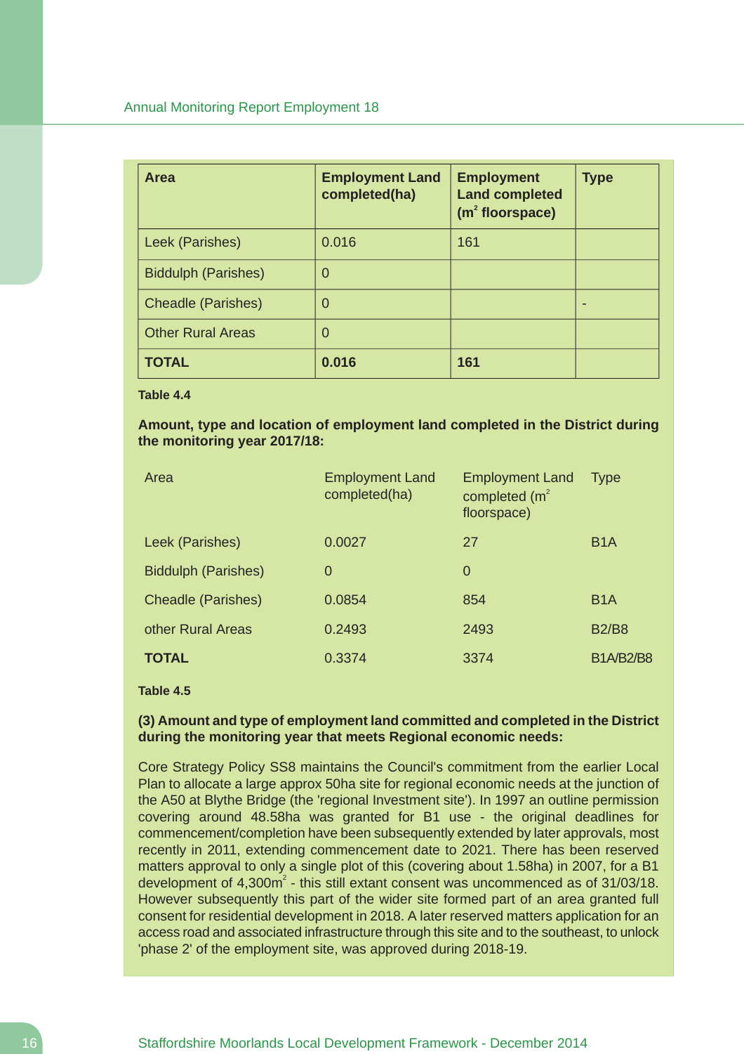| Area | Employment Land completed(ha) | Employment Land completed ($m^2$ floorspace) | Type |
|---|---|---|---|
| Leek (Parishes) | 0.016 | 161 | |
| Biddulph (Parishes) | 0 | | |
| Cheadle (Parishes) | 0 | | - |
| Other Rural Areas | 0 | | |
| **TOTAL** | **0.016** | **161** | |

**Table 4.4**

**Amount, type and location of employment land completed in the District during the monitoring year 2017/18:**

| Area | Employment Land completed(ha) | Employment Land completed ($m^2$ floorspace) | Type |
|---|---|---|---|
| Leek (Parishes) | 0.0027 | 27 | B1A |
| Biddulph (Parishes) | 0 | 0 | |
| Cheadle (Parishes) | 0.0854 | 854 | B1A |
| other Rural Areas | 0.2493 | 2493 | B2/B8 |
| **TOTAL** | 0.3374 | 3374 | B1A/B2/B8 |

**Table 4.5**

**(3) Amount and type of employment land committed and completed in the District during the monitoring year that meets Regional economic needs:**

Core Strategy Policy SS8 maintains the Council's commitment from the earlier Local Plan to allocate a large approx 50ha site for regional economic needs at the junction of the A50 at Blythe Bridge (the 'regional Investment site'). In 1997 an outline permission covering around 48.58ha was granted for B1 use - the original deadlines for commencement/completion have been subsequently extended by later approvals, most recently in 2011, extending commencement date to 2021. There has been reserved matters approval to only a single plot of this (covering about 1.58ha) in 2007, for a B1 development of 4,300$m^2$ - this still extant consent was uncommenced as of 31/03/18. However subsequently this part of the wider site formed part of an area granted full consent for residential development in 2018. A later reserved matters application for an access road and associated infrastructure through this site and to the southeast, to unlock 'phase 2' of the employment site, was approved during 2018-19.